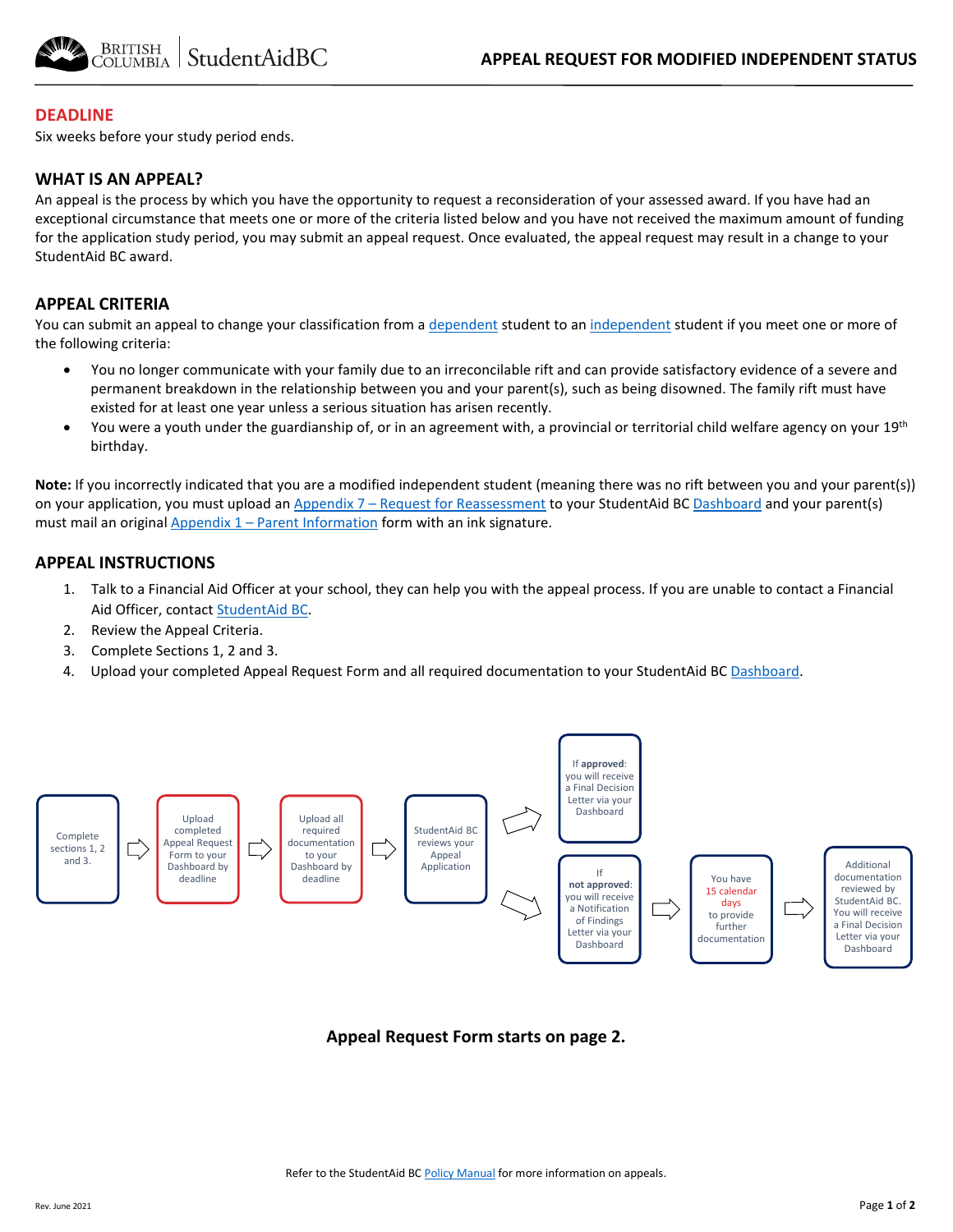# APPEAL REQUEST FOR MODIFIED INDEPENDENT STATUS

## DEADLINE

Six weeks before your study period ends.

## WHAT IS AN APPEAL?

An appeal is the process by which you have the opportunity to request a reconsideration of your assessed award. If you have had an exceptional circumstance that meets one or more of the criteria listed below and you have not received the maximum amount of funding for the application study period, you may submit an appeal request. Once evaluated, the appeal request may result in a change to your StudentAid BC award.

## APPEAL CRITERIA

You can submit an appeal to change your classification from a dependent student to an independent student if you meet one or more of the following criteria:

- You no longer communicate with your family due to an irreconcilable rift and can provide satisfactory evidence of a severe and permanent breakdown in the relationship between you and your parent(s), such as being disowned. The family rift must have existed for at least one year unless a serious situation has arisen recently.
- You were a youth under the guardianship of, or in an agreement with, a provincial or territorial child welfare agency on your 19th birthday.

**Note:** If you incorrectly indicated that you are a modified independent student (meaning there was no rift between you and your parent(s)) on your application, you must upload an Appendix 7 – Request for Reassessment to your StudentAid BC Dashboard and your parent(s) must mail an original Appendix 1 – Parent Information form with an ink signature.

## APPEAL INSTRUCTIONS

1. Talk to a Financial Aid Officer at your school, they can help you with the appeal process. If you are unable to contact a Financial Aid Officer, contact StudentAid BC.
2. Review the Appeal Criteria.
3. Complete Sections 1, 2 and 3.
4. Upload your completed Appeal Request Form and all required documentation to your StudentAid BC Dashboard.

Complete sections 1, 2 and 3. → Upload completed Appeal Request Form to your Dashboard by deadline → Upload all required documentation to your Dashboard by deadline → StudentAid BC reviews your Appeal Application →

- If **approved**: you will receive a Final Decision Letter via your Dashboard
- If **not approved**: you will receive a Notification of Findings Letter via your Dashboard → You have 15 calendar days to provide further documentation → Additional documentation reviewed by StudentAid BC. You will receive a Final Decision Letter via your Dashboard

**Appeal Request Form starts on page 2.**

Refer to the StudentAid BC Policy Manual for more information on appeals.

Rev. June 2021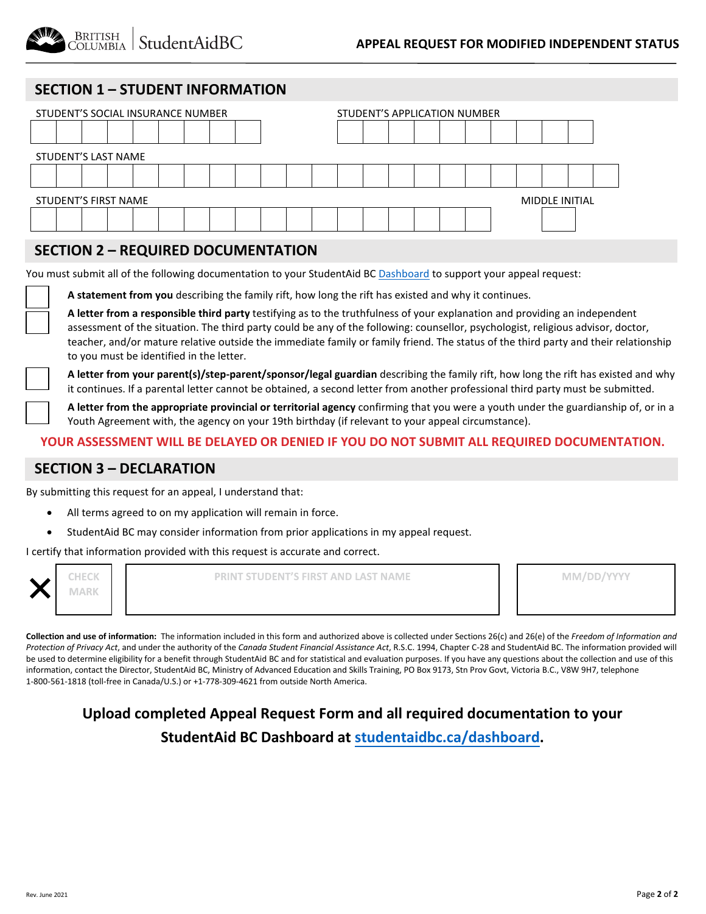APPEAL REQUEST FOR MODIFIED INDEPENDENT STATUS

## SECTION 1 – STUDENT INFORMATION

STUDENT'S SOCIAL INSURANCE NUMBER

STUDENT'S APPLICATION NUMBER

STUDENT'S LAST NAME

STUDENT'S FIRST NAME

MIDDLE INITIAL

## SECTION 2 – REQUIRED DOCUMENTATION

You must submit all of the following documentation to your StudentAid BC Dashboard to support your appeal request:

- ☐ **A statement from you** describing the family rift, how long the rift has existed and why it continues.
- ☐ **A letter from a responsible third party** testifying as to the truthfulness of your explanation and providing an independent assessment of the situation. The third party could be any of the following: counsellor, psychologist, religious advisor, doctor, teacher, and/or mature relative outside the immediate family or family friend. The status of the third party and their relationship to you must be identified in the letter.
- ☐ **A letter from your parent(s)/step-parent/sponsor/legal guardian** describing the family rift, how long the rift has existed and why it continues. If a parental letter cannot be obtained, a second letter from another professional third party must be submitted.
- ☐ **A letter from the appropriate provincial or territorial agency** confirming that you were a youth under the guardianship of, or in a Youth Agreement with, the agency on your 19th birthday (if relevant to your appeal circumstance).

**YOUR ASSESSMENT WILL BE DELAYED OR DENIED IF YOU DO NOT SUBMIT ALL REQUIRED DOCUMENTATION.**

## SECTION 3 – DECLARATION

By submitting this request for an appeal, I understand that:

- All terms agreed to on my application will remain in force.
- StudentAid BC may consider information from prior applications in my appeal request.

I certify that information provided with this request is accurate and correct.

| ✕ CHECK MARK | PRINT STUDENT'S FIRST AND LAST NAME | MM/DD/YYYY |
|---|---|---|

**Collection and use of information:** The information included in this form and authorized above is collected under Sections 26(c) and 26(e) of the *Freedom of Information and Protection of Privacy Act*, and under the authority of the *Canada Student Financial Assistance Act*, R.S.C. 1994, Chapter C-28 and StudentAid BC. The information provided will be used to determine eligibility for a benefit through StudentAid BC and for statistical and evaluation purposes. If you have any questions about the collection and use of this information, contact the Director, StudentAid BC, Ministry of Advanced Education and Skills Training, PO Box 9173, Stn Prov Govt, Victoria B.C., V8W 9H7, telephone 1-800-561-1818 (toll-free in Canada/U.S.) or +1-778-309-4621 from outside North America.

**Upload completed Appeal Request Form and all required documentation to your StudentAid BC Dashboard at studentaidbc.ca/dashboard.**

Rev. June 2021